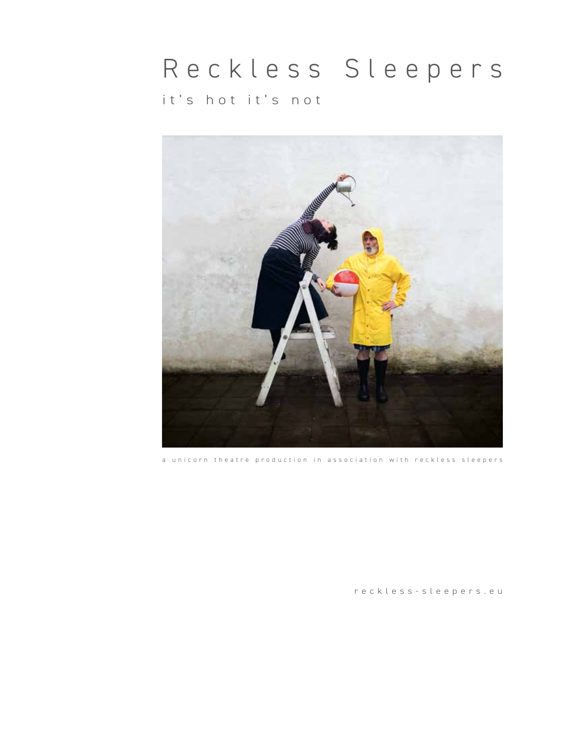# Reckless Sleepers

## it's hot it's not

a unicorn theatre production in association with reckless sleepers

reckless-sleepers.eu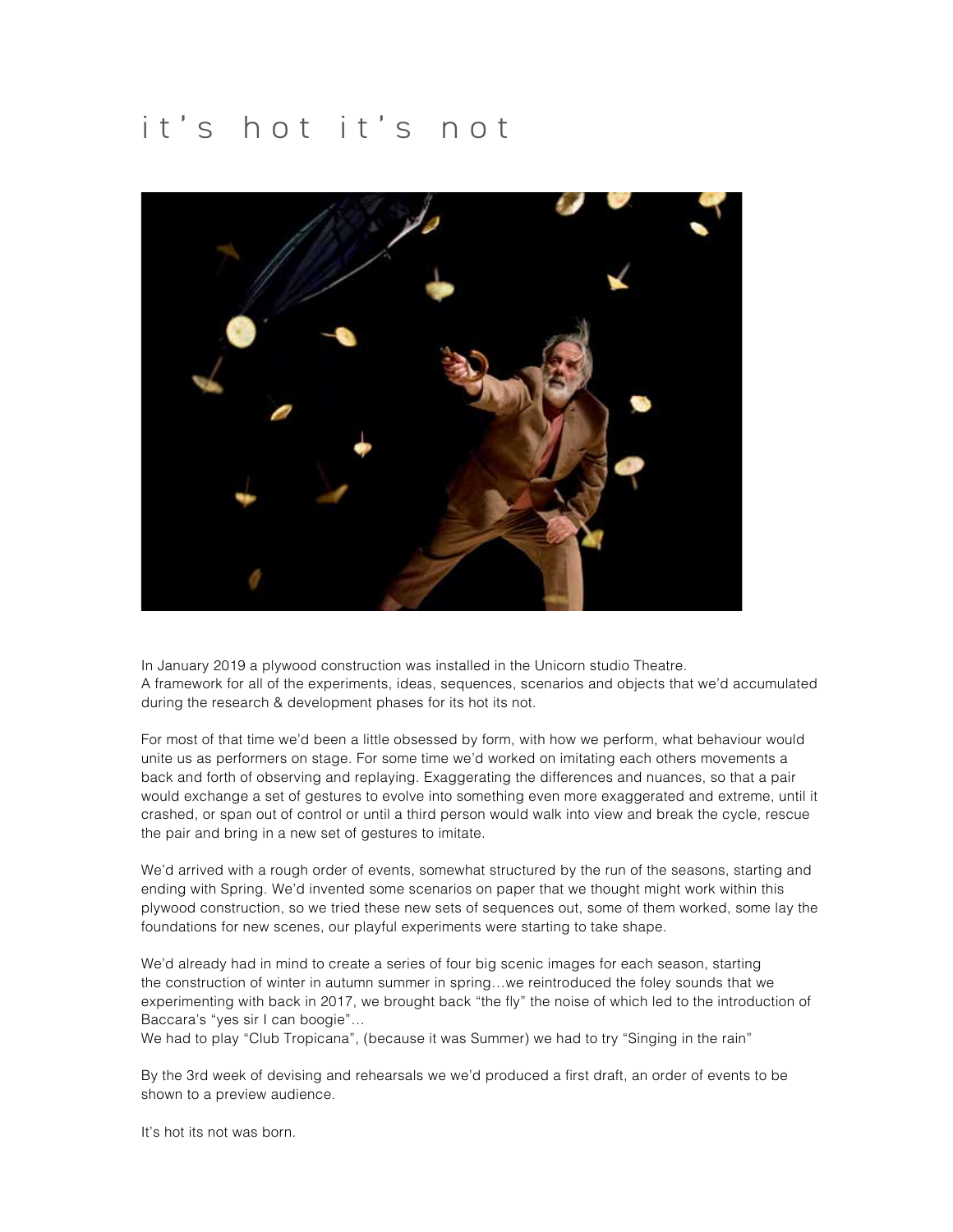# it's hot it's not

In January 2019 a plywood construction was installed in the Unicorn studio Theatre.
A framework for all of the experiments, ideas, sequences, scenarios and objects that we'd accumulated during the research & development phases for its hot its not.

For most of that time we'd been a little obsessed by form, with how we perform, what behaviour would unite us as performers on stage. For some time we'd worked on imitating each others movements a back and forth of observing and replaying. Exaggerating the differences and nuances, so that a pair would exchange a set of gestures to evolve into something even more exaggerated and extreme, until it crashed, or span out of control or until a third person would walk into view and break the cycle, rescue the pair and bring in a new set of gestures to imitate.

We'd arrived with a rough order of events, somewhat structured by the run of the seasons, starting and ending with Spring. We'd invented some scenarios on paper that we thought might work within this plywood construction, so we tried these new sets of sequences out, some of them worked, some lay the foundations for new scenes, our playful experiments were starting to take shape.

We'd already had in mind to create a series of four big scenic images for each season, starting the construction of winter in autumn summer in spring…we reintroduced the foley sounds that we experimenting with back in 2017, we brought back "the fly" the noise of which led to the introduction of Baccara's "yes sir I can boogie"…
We had to play "Club Tropicana", (because it was Summer) we had to try "Singing in the rain"

By the 3rd week of devising and rehearsals we we'd produced a first draft, an order of events to be shown to a preview audience.

It's hot its not was born.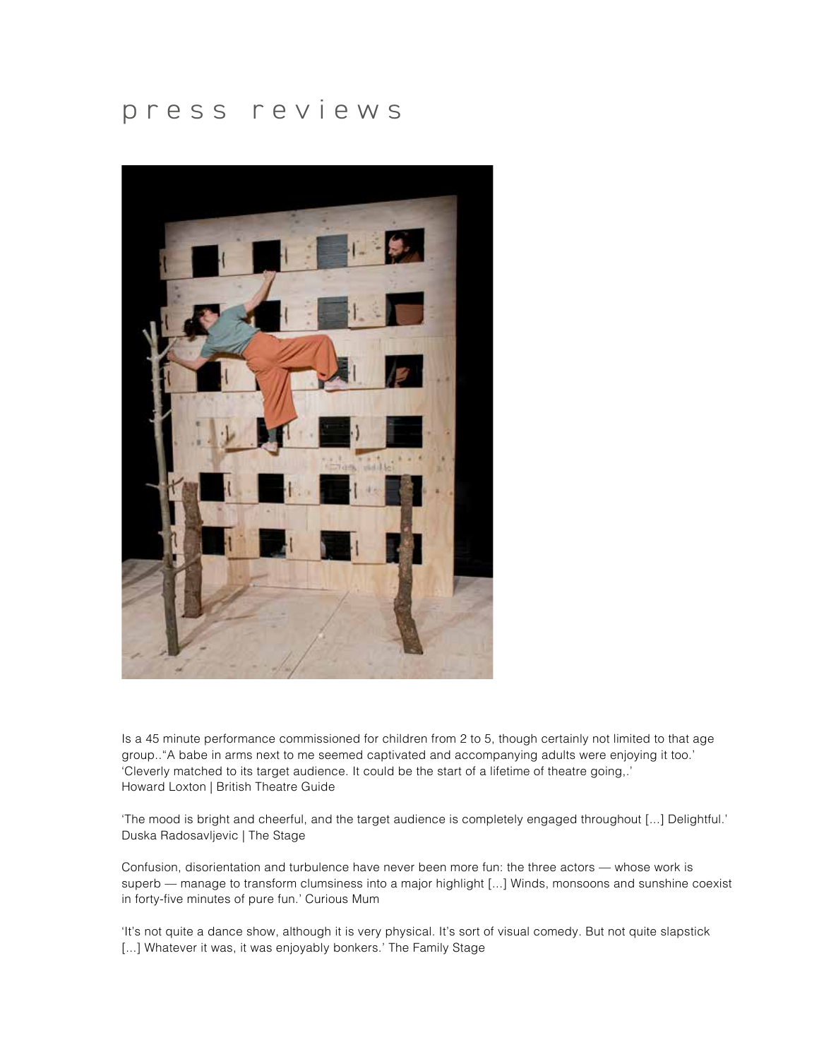# press reviews

Is a 45 minute performance commissioned for children from 2 to 5, though certainly not limited to that age group..“A babe in arms next to me seemed captivated and accompanying adults were enjoying it too.’ ‘Cleverly matched to its target audience. It could be the start of a lifetime of theatre going,.’
Howard Loxton | British Theatre Guide

‘The mood is bright and cheerful, and the target audience is completely engaged throughout [...] Delightful.’
Duska Radosavljevic | The Stage

Confusion, disorientation and turbulence have never been more fun: the three actors — whose work is superb — manage to transform clumsiness into a major highlight [...] Winds, monsoons and sunshine coexist in forty-five minutes of pure fun.’ Curious Mum

‘It’s not quite a dance show, although it is very physical. It’s sort of visual comedy. But not quite slapstick [...] Whatever it was, it was enjoyably bonkers.’ The Family Stage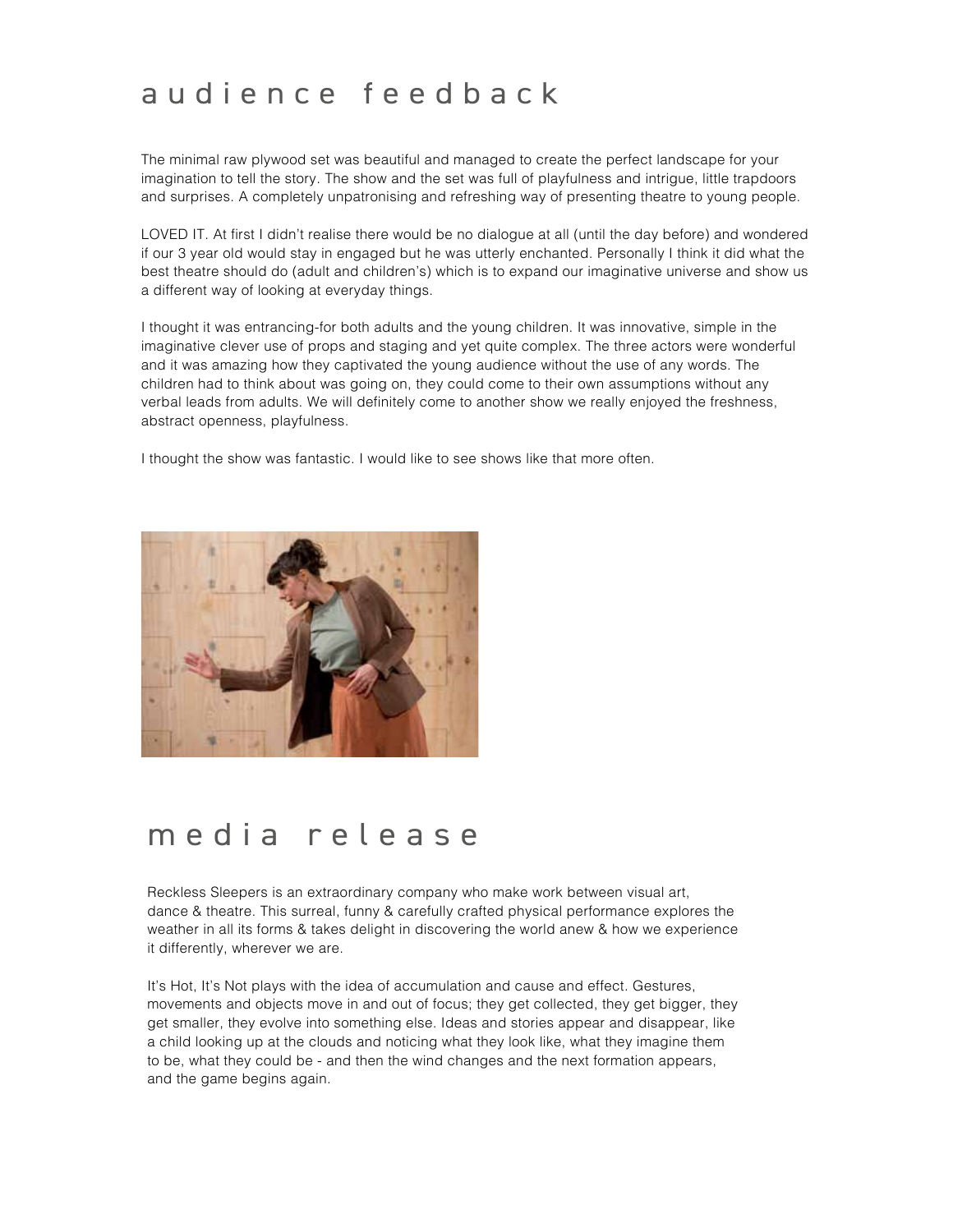# audience feedback

The minimal raw plywood set was beautiful and managed to create the perfect landscape for your imagination to tell the story. The show and the set was full of playfulness and intrigue, little trapdoors and surprises. A completely unpatronising and refreshing way of presenting theatre to young people.

LOVED IT. At first I didn't realise there would be no dialogue at all (until the day before) and wondered if our 3 year old would stay in engaged but he was utterly enchanted. Personally I think it did what the best theatre should do (adult and children's) which is to expand our imaginative universe and show us a different way of looking at everyday things.

I thought it was entrancing-for both adults and the young children. It was innovative, simple in the imaginative clever use of props and staging and yet quite complex. The three actors were wonderful and it was amazing how they captivated the young audience without the use of any words. The children had to think about was going on, they could come to their own assumptions without any verbal leads from adults. We will definitely come to another show we really enjoyed the freshness, abstract openness, playfulness.

I thought the show was fantastic. I would like to see shows like that more often.

# media release

Reckless Sleepers is an extraordinary company who make work between visual art, dance & theatre. This surreal, funny & carefully crafted physical performance explores the weather in all its forms & takes delight in discovering the world anew & how we experience it differently, wherever we are.

It's Hot, It's Not plays with the idea of accumulation and cause and effect. Gestures, movements and objects move in and out of focus; they get collected, they get bigger, they get smaller, they evolve into something else. Ideas and stories appear and disappear, like a child looking up at the clouds and noticing what they look like, what they imagine them to be, what they could be - and then the wind changes and the next formation appears, and the game begins again.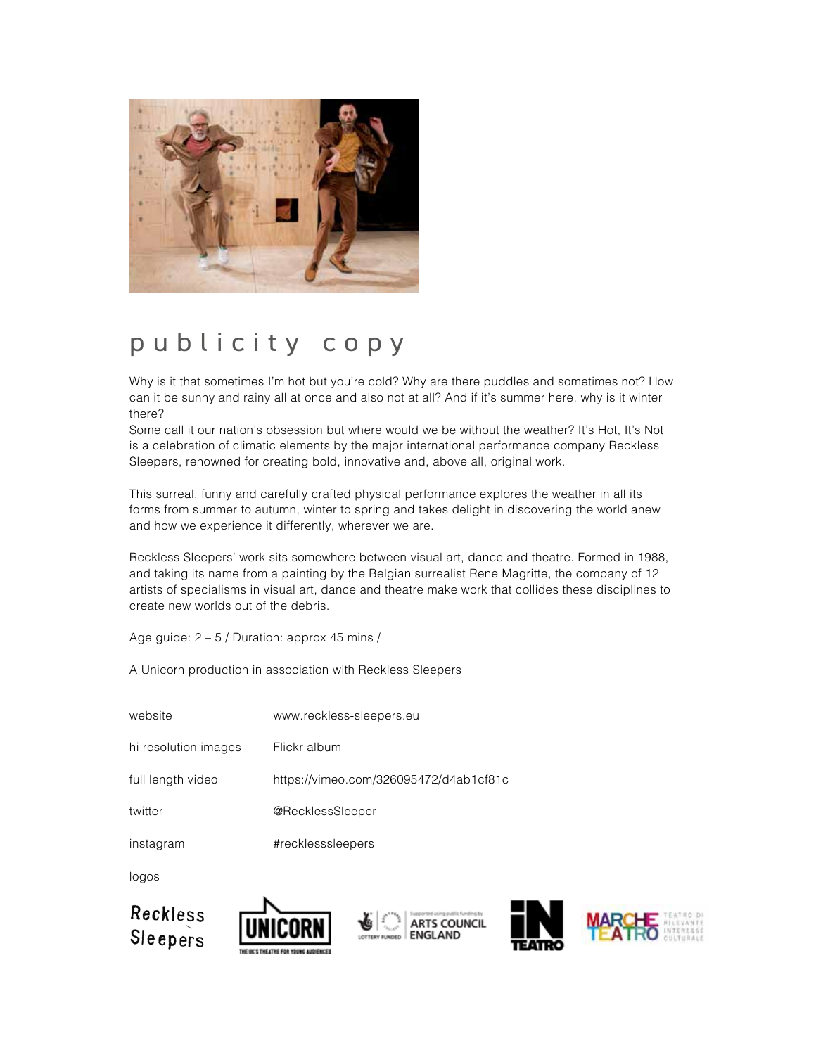# publicity copy

Why is it that sometimes I'm hot but you're cold? Why are there puddles and sometimes not? How can it be sunny and rainy all at once and also not at all? And if it's summer here, why is it winter there?
Some call it our nation's obsession but where would we be without the weather? It's Hot, It's Not is a celebration of climatic elements by the major international performance company Reckless Sleepers, renowned for creating bold, innovative and, above all, original work.

This surreal, funny and carefully crafted physical performance explores the weather in all its forms from summer to autumn, winter to spring and takes delight in discovering the world anew and how we experience it differently, wherever we are.

Reckless Sleepers' work sits somewhere between visual art, dance and theatre. Formed in 1988, and taking its name from a painting by the Belgian surrealist Rene Magritte, the company of 12 artists of specialisms in visual art, dance and theatre make work that collides these disciplines to create new worlds out of the debris.

Age guide: 2 – 5 / Duration: approx 45 mins /

A Unicorn production in association with Reckless Sleepers

| | |
|---|---|
| website | www.reckless-sleepers.eu |
| hi resolution images | Flickr album |
| full length video | https://vimeo.com/326095472/d4ab1cf81c |
| twitter | @RecklessSleeper |
| instagram | #recklesssleepers |

logos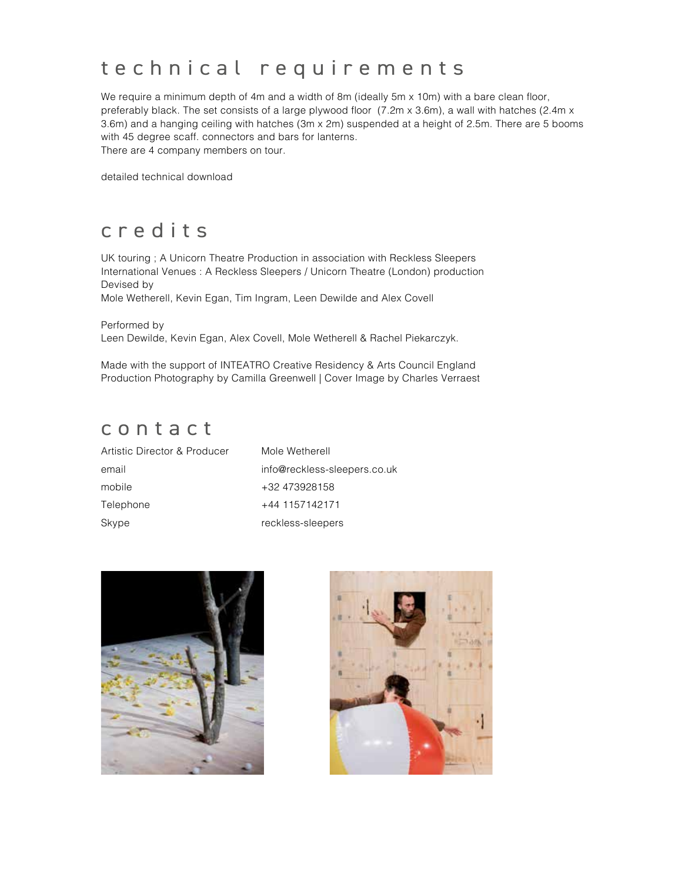## technical requirements

We require a minimum depth of 4m and a width of 8m (ideally 5m x 10m) with a bare clean floor, preferably black. The set consists of a large plywood floor (7.2m x 3.6m), a wall with hatches (2.4m x 3.6m) and a hanging ceiling with hatches (3m x 2m) suspended at a height of 2.5m. There are 5 booms with 45 degree scaff. connectors and bars for lanterns.
There are 4 company members on tour.

detailed technical download

## credits

UK touring ; A Unicorn Theatre Production in association with Reckless Sleepers
International Venues : A Reckless Sleepers / Unicorn Theatre (London) production
Devised by
Mole Wetherell, Kevin Egan, Tim Ingram, Leen Dewilde and Alex Covell

Performed by
Leen Dewilde, Kevin Egan, Alex Covell, Mole Wetherell & Rachel Piekarczyk.

Made with the support of INTEATRO Creative Residency & Arts Council England
Production Photography by Camilla Greenwell | Cover Image by Charles Verraest

## contact

| | |
|---|---|
| Artistic Director & Producer | Mole Wetherell |
| email | info@reckless-sleepers.co.uk |
| mobile | +32 473928158 |
| Telephone | +44 1157142171 |
| Skype | reckless-sleepers |